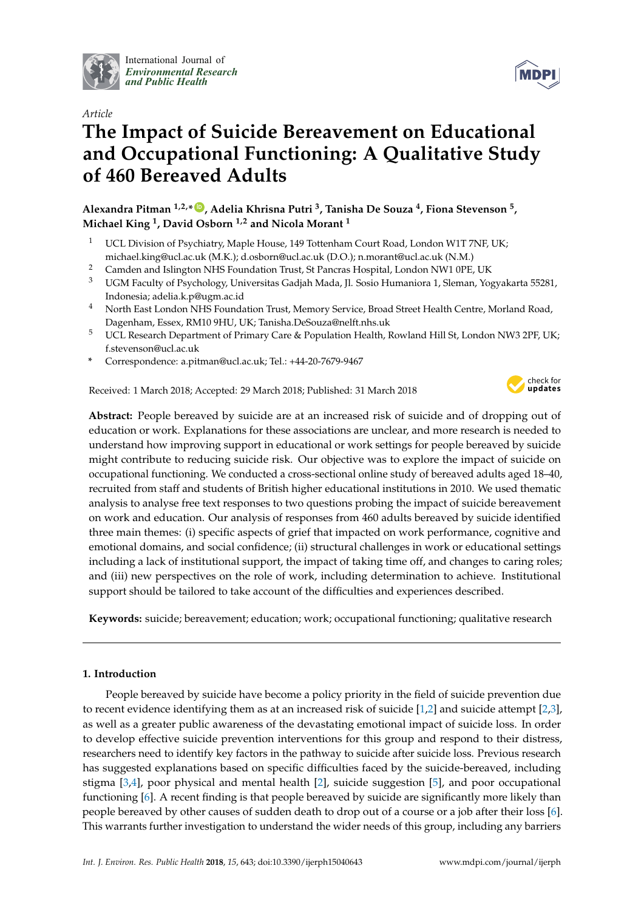International Journal of
*Environmental Research and Public Health*

*Article*

# The Impact of Suicide Bereavement on Educational and Occupational Functioning: A Qualitative Study of 460 Bereaved Adults

**Alexandra Pitman [1,2,*], Adelia Khrisna Putri [3], Tanisha De Souza [4], Fiona Stevenson [5], Michael King [1], David Osborn [1,2] and Nicola Morant [1]**

[1] UCL Division of Psychiatry, Maple House, 149 Tottenham Court Road, London W1T 7NF, UK; michael.king@ucl.ac.uk (M.K.); d.osborn@ucl.ac.uk (D.O.); n.morant@ucl.ac.uk (N.M.)

[2] Camden and Islington NHS Foundation Trust, St Pancras Hospital, London NW1 0PE, UK

[3] UGM Faculty of Psychology, Universitas Gadjah Mada, Jl. Sosio Humaniora 1, Sleman, Yogyakarta 55281, Indonesia; adelia.k.p@ugm.ac.id

[4] North East London NHS Foundation Trust, Memory Service, Broad Street Health Centre, Morland Road, Dagenham, Essex, RM10 9HU, UK; Tanisha.DeSouza@nelft.nhs.uk

[5] UCL Research Department of Primary Care & Population Health, Rowland Hill St, London NW3 2PF, UK; f.stevenson@ucl.ac.uk

[*] Correspondence: a.pitman@ucl.ac.uk; Tel.: +44-20-7679-9467

Received: 1 March 2018; Accepted: 29 March 2018; Published: 31 March 2018

**Abstract:** People bereaved by suicide are at an increased risk of suicide and of dropping out of education or work. Explanations for these associations are unclear, and more research is needed to understand how improving support in educational or work settings for people bereaved by suicide might contribute to reducing suicide risk. Our objective was to explore the impact of suicide on occupational functioning. We conducted a cross-sectional online study of bereaved adults aged 18–40, recruited from staff and students of British higher educational institutions in 2010. We used thematic analysis to analyse free text responses to two questions probing the impact of suicide bereavement on work and education. Our analysis of responses from 460 adults bereaved by suicide identified three main themes: (i) specific aspects of grief that impacted on work performance, cognitive and emotional domains, and social confidence; (ii) structural challenges in work or educational settings including a lack of institutional support, the impact of taking time off, and changes to caring roles; and (iii) new perspectives on the role of work, including determination to achieve. Institutional support should be tailored to take account of the difficulties and experiences described.

**Keywords:** suicide; bereavement; education; work; occupational functioning; qualitative research

## 1. Introduction

People bereaved by suicide have become a policy priority in the field of suicide prevention due to recent evidence identifying them as at an increased risk of suicide [1,2] and suicide attempt [2,3], as well as a greater public awareness of the devastating emotional impact of suicide loss. In order to develop effective suicide prevention interventions for this group and respond to their distress, researchers need to identify key factors in the pathway to suicide after suicide loss. Previous research has suggested explanations based on specific difficulties faced by the suicide-bereaved, including stigma [3,4], poor physical and mental health [2], suicide suggestion [5], and poor occupational functioning [6]. A recent finding is that people bereaved by suicide are significantly more likely than people bereaved by other causes of sudden death to drop out of a course or a job after their loss [6]. This warrants further investigation to understand the wider needs of this group, including any barriers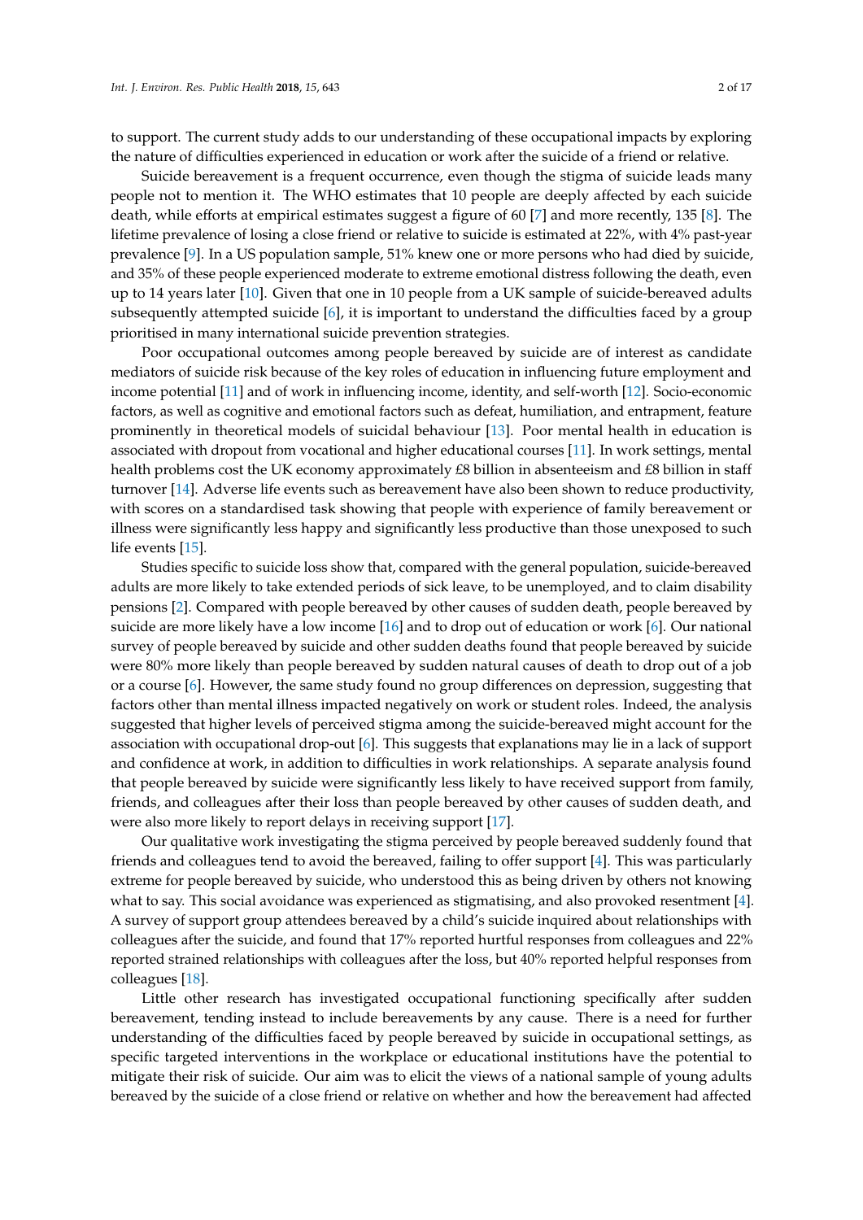to support. The current study adds to our understanding of these occupational impacts by exploring the nature of difficulties experienced in education or work after the suicide of a friend or relative.

Suicide bereavement is a frequent occurrence, even though the stigma of suicide leads many people not to mention it. The WHO estimates that 10 people are deeply affected by each suicide death, while efforts at empirical estimates suggest a figure of 60 [7] and more recently, 135 [8]. The lifetime prevalence of losing a close friend or relative to suicide is estimated at 22%, with 4% past-year prevalence [9]. In a US population sample, 51% knew one or more persons who had died by suicide, and 35% of these people experienced moderate to extreme emotional distress following the death, even up to 14 years later [10]. Given that one in 10 people from a UK sample of suicide-bereaved adults subsequently attempted suicide [6], it is important to understand the difficulties faced by a group prioritised in many international suicide prevention strategies.

Poor occupational outcomes among people bereaved by suicide are of interest as candidate mediators of suicide risk because of the key roles of education in influencing future employment and income potential [11] and of work in influencing income, identity, and self-worth [12]. Socio-economic factors, as well as cognitive and emotional factors such as defeat, humiliation, and entrapment, feature prominently in theoretical models of suicidal behaviour [13]. Poor mental health in education is associated with dropout from vocational and higher educational courses [11]. In work settings, mental health problems cost the UK economy approximately £8 billion in absenteeism and £8 billion in staff turnover [14]. Adverse life events such as bereavement have also been shown to reduce productivity, with scores on a standardised task showing that people with experience of family bereavement or illness were significantly less happy and significantly less productive than those unexposed to such life events [15].

Studies specific to suicide loss show that, compared with the general population, suicide-bereaved adults are more likely to take extended periods of sick leave, to be unemployed, and to claim disability pensions [2]. Compared with people bereaved by other causes of sudden death, people bereaved by suicide are more likely have a low income [16] and to drop out of education or work [6]. Our national survey of people bereaved by suicide and other sudden deaths found that people bereaved by suicide were 80% more likely than people bereaved by sudden natural causes of death to drop out of a job or a course [6]. However, the same study found no group differences on depression, suggesting that factors other than mental illness impacted negatively on work or student roles. Indeed, the analysis suggested that higher levels of perceived stigma among the suicide-bereaved might account for the association with occupational drop-out [6]. This suggests that explanations may lie in a lack of support and confidence at work, in addition to difficulties in work relationships. A separate analysis found that people bereaved by suicide were significantly less likely to have received support from family, friends, and colleagues after their loss than people bereaved by other causes of sudden death, and were also more likely to report delays in receiving support [17].

Our qualitative work investigating the stigma perceived by people bereaved suddenly found that friends and colleagues tend to avoid the bereaved, failing to offer support [4]. This was particularly extreme for people bereaved by suicide, who understood this as being driven by others not knowing what to say. This social avoidance was experienced as stigmatising, and also provoked resentment [4]. A survey of support group attendees bereaved by a child's suicide inquired about relationships with colleagues after the suicide, and found that 17% reported hurtful responses from colleagues and 22% reported strained relationships with colleagues after the loss, but 40% reported helpful responses from colleagues [18].

Little other research has investigated occupational functioning specifically after sudden bereavement, tending instead to include bereavements by any cause. There is a need for further understanding of the difficulties faced by people bereaved by suicide in occupational settings, as specific targeted interventions in the workplace or educational institutions have the potential to mitigate their risk of suicide. Our aim was to elicit the views of a national sample of young adults bereaved by the suicide of a close friend or relative on whether and how the bereavement had affected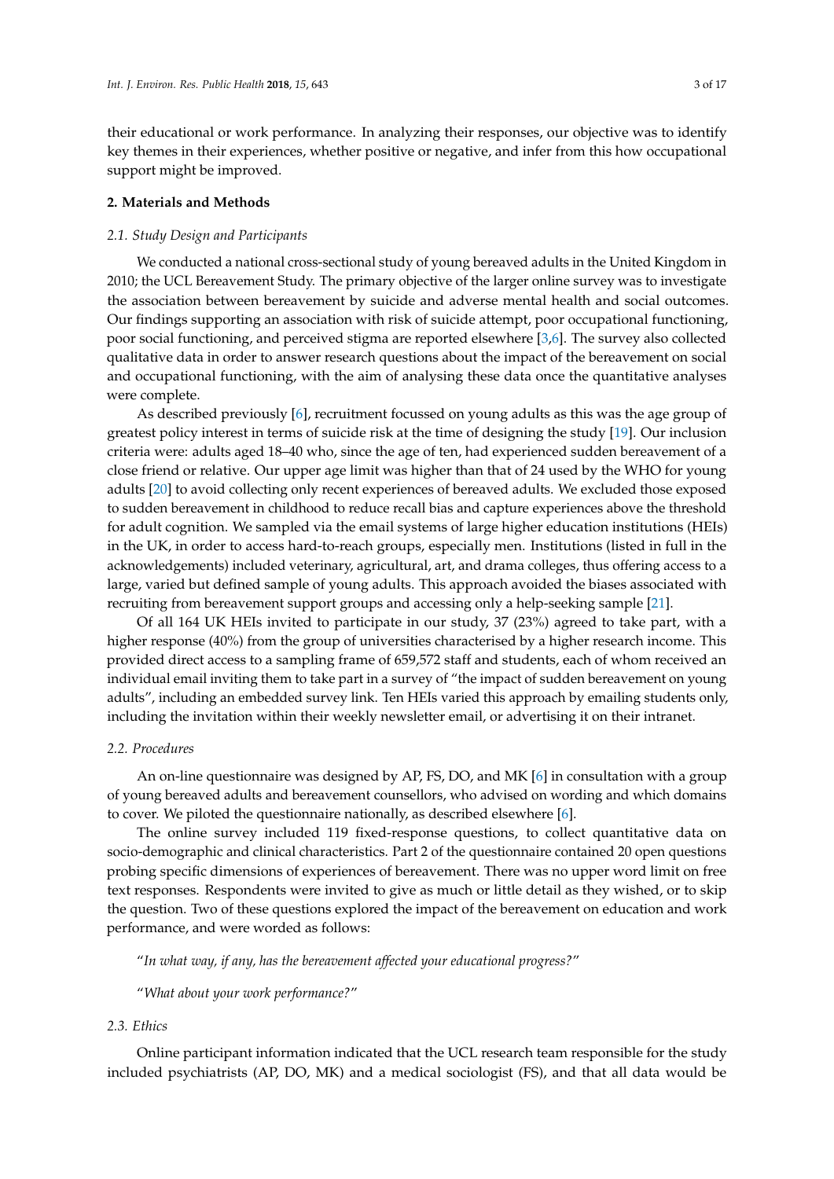their educational or work performance. In analyzing their responses, our objective was to identify key themes in their experiences, whether positive or negative, and infer from this how occupational support might be improved.

## 2. Materials and Methods

### *2.1. Study Design and Participants*

We conducted a national cross-sectional study of young bereaved adults in the United Kingdom in 2010; the UCL Bereavement Study. The primary objective of the larger online survey was to investigate the association between bereavement by suicide and adverse mental health and social outcomes. Our findings supporting an association with risk of suicide attempt, poor occupational functioning, poor social functioning, and perceived stigma are reported elsewhere [3,6]. The survey also collected qualitative data in order to answer research questions about the impact of the bereavement on social and occupational functioning, with the aim of analysing these data once the quantitative analyses were complete.

As described previously [6], recruitment focussed on young adults as this was the age group of greatest policy interest in terms of suicide risk at the time of designing the study [19]. Our inclusion criteria were: adults aged 18–40 who, since the age of ten, had experienced sudden bereavement of a close friend or relative. Our upper age limit was higher than that of 24 used by the WHO for young adults [20] to avoid collecting only recent experiences of bereaved adults. We excluded those exposed to sudden bereavement in childhood to reduce recall bias and capture experiences above the threshold for adult cognition. We sampled via the email systems of large higher education institutions (HEIs) in the UK, in order to access hard-to-reach groups, especially men. Institutions (listed in full in the acknowledgements) included veterinary, agricultural, art, and drama colleges, thus offering access to a large, varied but defined sample of young adults. This approach avoided the biases associated with recruiting from bereavement support groups and accessing only a help-seeking sample [21].

Of all 164 UK HEIs invited to participate in our study, 37 (23%) agreed to take part, with a higher response (40%) from the group of universities characterised by a higher research income. This provided direct access to a sampling frame of 659,572 staff and students, each of whom received an individual email inviting them to take part in a survey of "the impact of sudden bereavement on young adults", including an embedded survey link. Ten HEIs varied this approach by emailing students only, including the invitation within their weekly newsletter email, or advertising it on their intranet.

### *2.2. Procedures*

An on-line questionnaire was designed by AP, FS, DO, and MK [6] in consultation with a group of young bereaved adults and bereavement counsellors, who advised on wording and which domains to cover. We piloted the questionnaire nationally, as described elsewhere [6].

The online survey included 119 fixed-response questions, to collect quantitative data on socio-demographic and clinical characteristics. Part 2 of the questionnaire contained 20 open questions probing specific dimensions of experiences of bereavement. There was no upper word limit on free text responses. Respondents were invited to give as much or little detail as they wished, or to skip the question. Two of these questions explored the impact of the bereavement on education and work performance, and were worded as follows:

"*In what way, if any, has the bereavement affected your educational progress?*"

"*What about your work performance?*"

### *2.3. Ethics*

Online participant information indicated that the UCL research team responsible for the study included psychiatrists (AP, DO, MK) and a medical sociologist (FS), and that all data would be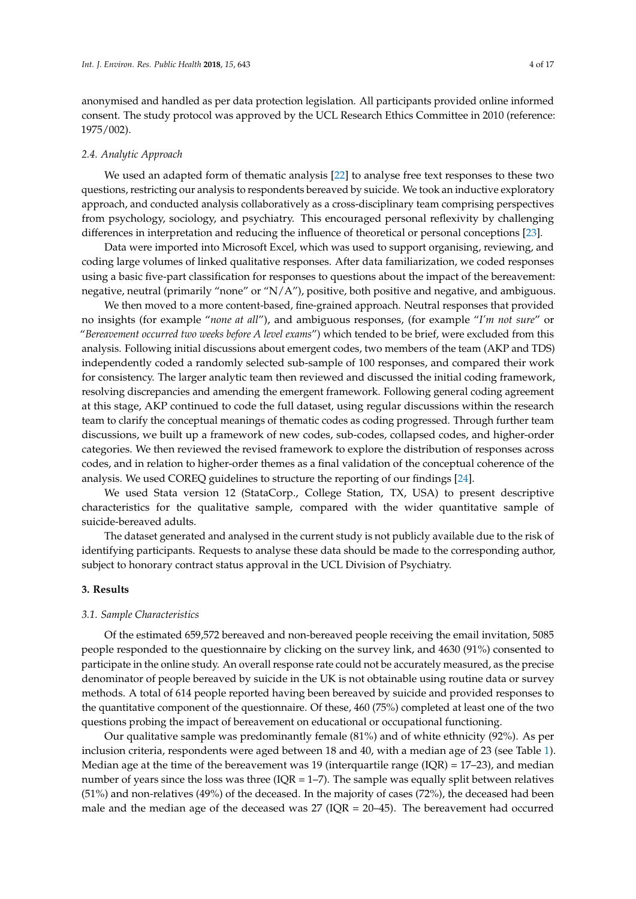anonymised and handled as per data protection legislation. All participants provided online informed consent. The study protocol was approved by the UCL Research Ethics Committee in 2010 (reference: 1975/002).

### 2.4. Analytic Approach

We used an adapted form of thematic analysis [22] to analyse free text responses to these two questions, restricting our analysis to respondents bereaved by suicide. We took an inductive exploratory approach, and conducted analysis collaboratively as a cross-disciplinary team comprising perspectives from psychology, sociology, and psychiatry. This encouraged personal reflexivity by challenging differences in interpretation and reducing the influence of theoretical or personal conceptions [23].

Data were imported into Microsoft Excel, which was used to support organising, reviewing, and coding large volumes of linked qualitative responses. After data familiarization, we coded responses using a basic five-part classification for responses to questions about the impact of the bereavement: negative, neutral (primarily "none" or "N/A"), positive, both positive and negative, and ambiguous.

We then moved to a more content-based, fine-grained approach. Neutral responses that provided no insights (for example "*none at all*"), and ambiguous responses, (for example "*I'm not sure*" or "*Bereavement occurred two weeks before A level exams*") which tended to be brief, were excluded from this analysis. Following initial discussions about emergent codes, two members of the team (AKP and TDS) independently coded a randomly selected sub-sample of 100 responses, and compared their work for consistency. The larger analytic team then reviewed and discussed the initial coding framework, resolving discrepancies and amending the emergent framework. Following general coding agreement at this stage, AKP continued to code the full dataset, using regular discussions within the research team to clarify the conceptual meanings of thematic codes as coding progressed. Through further team discussions, we built up a framework of new codes, sub-codes, collapsed codes, and higher-order categories. We then reviewed the revised framework to explore the distribution of responses across codes, and in relation to higher-order themes as a final validation of the conceptual coherence of the analysis. We used COREQ guidelines to structure the reporting of our findings [24].

We used Stata version 12 (StataCorp., College Station, TX, USA) to present descriptive characteristics for the qualitative sample, compared with the wider quantitative sample of suicide-bereaved adults.

The dataset generated and analysed in the current study is not publicly available due to the risk of identifying participants. Requests to analyse these data should be made to the corresponding author, subject to honorary contract status approval in the UCL Division of Psychiatry.

## 3. Results

### 3.1. Sample Characteristics

Of the estimated 659,572 bereaved and non-bereaved people receiving the email invitation, 5085 people responded to the questionnaire by clicking on the survey link, and 4630 (91%) consented to participate in the online study. An overall response rate could not be accurately measured, as the precise denominator of people bereaved by suicide in the UK is not obtainable using routine data or survey methods. A total of 614 people reported having been bereaved by suicide and provided responses to the quantitative component of the questionnaire. Of these, 460 (75%) completed at least one of the two questions probing the impact of bereavement on educational or occupational functioning.

Our qualitative sample was predominantly female (81%) and of white ethnicity (92%). As per inclusion criteria, respondents were aged between 18 and 40, with a median age of 23 (see Table 1). Median age at the time of the bereavement was 19 (interquartile range (IQR) = 17–23), and median number of years since the loss was three (IQR = 1–7). The sample was equally split between relatives (51%) and non-relatives (49%) of the deceased. In the majority of cases (72%), the deceased had been male and the median age of the deceased was 27 (IQR = 20–45). The bereavement had occurred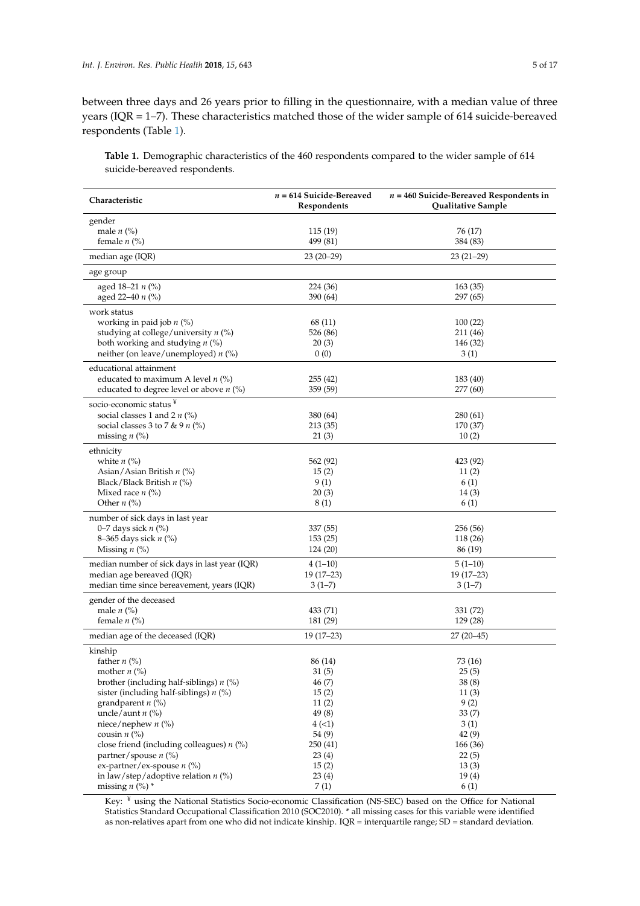between three days and 26 years prior to filling in the questionnaire, with a median value of three years (IQR = 1–7). These characteristics matched those of the wider sample of 614 suicide-bereaved respondents (Table 1).

**Table 1.** Demographic characteristics of the 460 respondents compared to the wider sample of 614 suicide-bereaved respondents.

| Characteristic | *n* = 614 Suicide-Bereaved Respondents | *n* = 460 Suicide-Bereaved Respondents in Qualitative Sample |
|---|---|---|
| gender | | |
| male *n* (%) | 115 (19) | 76 (17) |
| female *n* (%) | 499 (81) | 384 (83) |
| median age (IQR) | 23 (20–29) | 23 (21–29) |
| age group | | |
| aged 18–21 *n* (%) | 224 (36) | 163 (35) |
| aged 22–40 *n* (%) | 390 (64) | 297 (65) |
| work status | | |
| working in paid job *n* (%) | 68 (11) | 100 (22) |
| studying at college/university *n* (%) | 526 (86) | 211 (46) |
| both working and studying *n* (%) | 20 (3) | 146 (32) |
| neither (on leave/unemployed) *n* (%) | 0 (0) | 3 (1) |
| educational attainment | | |
| educated to maximum A level *n* (%) | 255 (42) | 183 (40) |
| educated to degree level or above *n* (%) | 359 (59) | 277 (60) |
| socio-economic status [¥] | | |
| social classes 1 and 2 *n* (%) | 380 (64) | 280 (61) |
| social classes 3 to 7 & 9 *n* (%) | 213 (35) | 170 (37) |
| missing *n* (%) | 21 (3) | 10 (2) |
| ethnicity | | |
| white *n* (%) | 562 (92) | 423 (92) |
| Asian/Asian British *n* (%) | 15 (2) | 11 (2) |
| Black/Black British *n* (%) | 9 (1) | 6 (1) |
| Mixed race *n* (%) | 20 (3) | 14 (3) |
| Other *n* (%) | 8 (1) | 6 (1) |
| number of sick days in last year | | |
| 0–7 days sick *n* (%) | 337 (55) | 256 (56) |
| 8–365 days sick *n* (%) | 153 (25) | 118 (26) |
| Missing *n* (%) | 124 (20) | 86 (19) |
| median number of sick days in last year (IQR) | 4 (1–10) | 5 (1–10) |
| median age bereaved (IQR) | 19 (17–23) | 19 (17–23) |
| median time since bereavement, years (IQR) | 3 (1–7) | 3 (1–7) |
| gender of the deceased | | |
| male *n* (%) | 433 (71) | 331 (72) |
| female *n* (%) | 181 (29) | 129 (28) |
| median age of the deceased (IQR) | 19 (17–23) | 27 (20–45) |
| kinship | | |
| father *n* (%) | 86 (14) | 73 (16) |
| mother *n* (%) | 31 (5) | 25 (5) |
| brother (including half-siblings) *n* (%) | 46 (7) | 38 (8) |
| sister (including half-siblings) *n* (%) | 15 (2) | 11 (3) |
| grandparent *n* (%) | 11 (2) | 9 (2) |
| uncle/aunt *n* (%) | 49 (8) | 33 (7) |
| niece/nephew *n* (%) | 4 (<1) | 3 (1) |
| cousin *n* (%) | 54 (9) | 42 (9) |
| close friend (including colleagues) *n* (%) | 250 (41) | 166 (36) |
| partner/spouse *n* (%) | 23 (4) | 22 (5) |
| ex-partner/ex-spouse *n* (%) | 15 (2) | 13 (3) |
| in law/step/adoptive relation *n* (%) | 23 (4) | 19 (4) |
| missing *n* (%) * | 7 (1) | 6 (1) |

Key: [¥] using the National Statistics Socio-economic Classification (NS-SEC) based on the Office for National Statistics Standard Occupational Classification 2010 (SOC2010). * all missing cases for this variable were identified as non-relatives apart from one who did not indicate kinship. IQR = interquartile range; SD = standard deviation.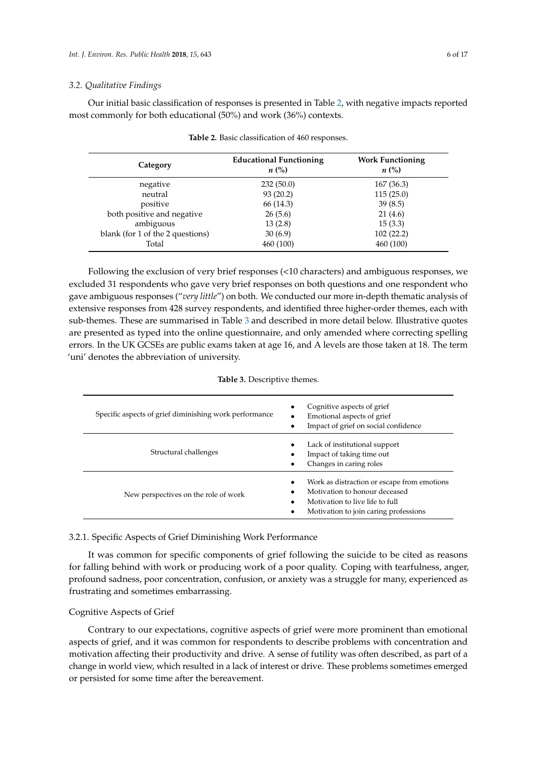### 3.2. Qualitative Findings

Our initial basic classification of responses is presented in Table 2, with negative impacts reported most commonly for both educational (50%) and work (36%) contexts.

**Table 2.** Basic classification of 460 responses.

| Category | Educational Functioning *n* (%) | Work Functioning *n* (%) |
|---|---|---|
| negative | 232 (50.0) | 167 (36.3) |
| neutral | 93 (20.2) | 115 (25.0) |
| positive | 66 (14.3) | 39 (8.5) |
| both positive and negative | 26 (5.6) | 21 (4.6) |
| ambiguous | 13 (2.8) | 15 (3.3) |
| blank (for 1 of the 2 questions) | 30 (6.9) | 102 (22.2) |
| Total | 460 (100) | 460 (100) |

Following the exclusion of very brief responses (<10 characters) and ambiguous responses, we excluded 31 respondents who gave very brief responses on both questions and one respondent who gave ambiguous responses ("*very little*") on both. We conducted our more in-depth thematic analysis of extensive responses from 428 survey respondents, and identified three higher-order themes, each with sub-themes. These are summarised in Table 3 and described in more detail below. Illustrative quotes are presented as typed into the online questionnaire, and only amended where correcting spelling errors. In the UK GCSEs are public exams taken at age 16, and A levels are those taken at 18. The term 'uni' denotes the abbreviation of university.

**Table 3.** Descriptive themes.

| Theme | Sub-themes |
|---|---|
| Specific aspects of grief diminishing work performance | • Cognitive aspects of grief<br>• Emotional aspects of grief<br>• Impact of grief on social confidence |
| Structural challenges | • Lack of institutional support<br>• Impact of taking time out<br>• Changes in caring roles |
| New perspectives on the role of work | • Work as distraction or escape from emotions<br>• Motivation to honour deceased<br>• Motivation to live life to full<br>• Motivation to join caring professions |

#### 3.2.1. Specific Aspects of Grief Diminishing Work Performance

It was common for specific components of grief following the suicide to be cited as reasons for falling behind with work or producing work of a poor quality. Coping with tearfulness, anger, profound sadness, poor concentration, confusion, or anxiety was a struggle for many, experienced as frustrating and sometimes embarrassing.

##### Cognitive Aspects of Grief

Contrary to our expectations, cognitive aspects of grief were more prominent than emotional aspects of grief, and it was common for respondents to describe problems with concentration and motivation affecting their productivity and drive. A sense of futility was often described, as part of a change in world view, which resulted in a lack of interest or drive. These problems sometimes emerged or persisted for some time after the bereavement.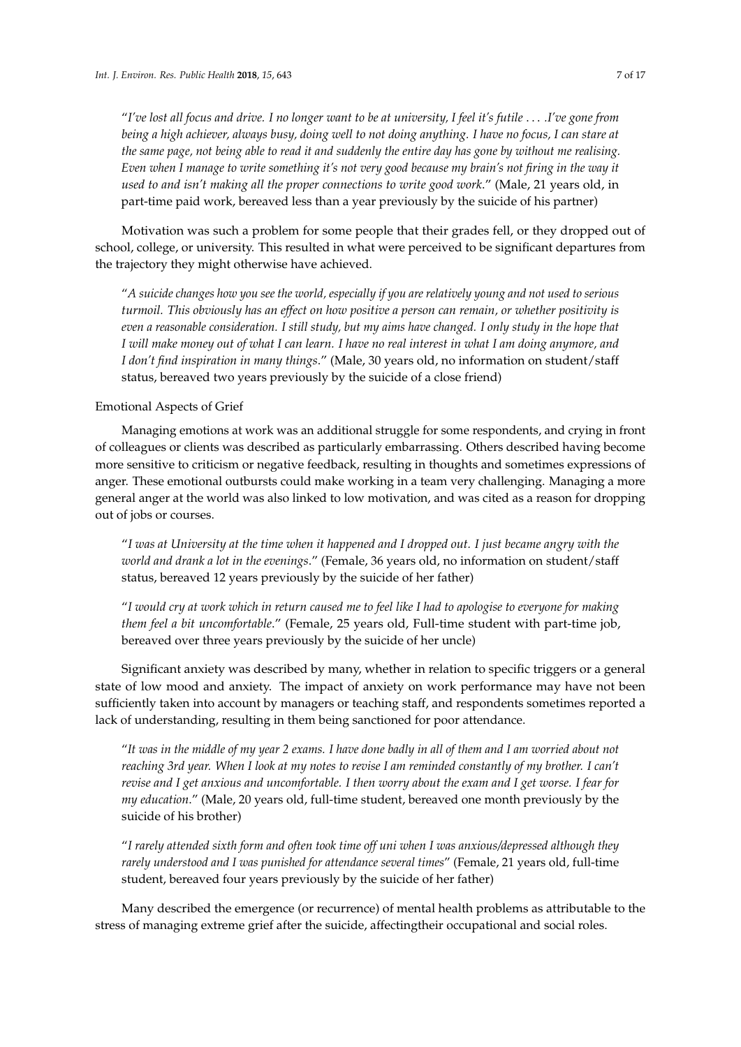"*I've lost all focus and drive. I no longer want to be at university, I feel it's futile . . . .I've gone from being a high achiever, always busy, doing well to not doing anything. I have no focus, I can stare at the same page, not being able to read it and suddenly the entire day has gone by without me realising. Even when I manage to write something it's not very good because my brain's not firing in the way it used to and isn't making all the proper connections to write good work.*" (Male, 21 years old, in part-time paid work, bereaved less than a year previously by the suicide of his partner)

Motivation was such a problem for some people that their grades fell, or they dropped out of school, college, or university. This resulted in what were perceived to be significant departures from the trajectory they might otherwise have achieved.

"*A suicide changes how you see the world, especially if you are relatively young and not used to serious turmoil. This obviously has an effect on how positive a person can remain, or whether positivity is even a reasonable consideration. I still study, but my aims have changed. I only study in the hope that I will make money out of what I can learn. I have no real interest in what I am doing anymore, and I don't find inspiration in many things.*" (Male, 30 years old, no information on student/staff status, bereaved two years previously by the suicide of a close friend)

Emotional Aspects of Grief

Managing emotions at work was an additional struggle for some respondents, and crying in front of colleagues or clients was described as particularly embarrassing. Others described having become more sensitive to criticism or negative feedback, resulting in thoughts and sometimes expressions of anger. These emotional outbursts could make working in a team very challenging. Managing a more general anger at the world was also linked to low motivation, and was cited as a reason for dropping out of jobs or courses.

"*I was at University at the time when it happened and I dropped out. I just became angry with the world and drank a lot in the evenings.*" (Female, 36 years old, no information on student/staff status, bereaved 12 years previously by the suicide of her father)

"*I would cry at work which in return caused me to feel like I had to apologise to everyone for making them feel a bit uncomfortable.*" (Female, 25 years old, Full-time student with part-time job, bereaved over three years previously by the suicide of her uncle)

Significant anxiety was described by many, whether in relation to specific triggers or a general state of low mood and anxiety. The impact of anxiety on work performance may have not been sufficiently taken into account by managers or teaching staff, and respondents sometimes reported a lack of understanding, resulting in them being sanctioned for poor attendance.

"*It was in the middle of my year 2 exams. I have done badly in all of them and I am worried about not reaching 3rd year. When I look at my notes to revise I am reminded constantly of my brother. I can't revise and I get anxious and uncomfortable. I then worry about the exam and I get worse. I fear for my education.*" (Male, 20 years old, full-time student, bereaved one month previously by the suicide of his brother)

"*I rarely attended sixth form and often took time off uni when I was anxious/depressed although they rarely understood and I was punished for attendance several times*" (Female, 21 years old, full-time student, bereaved four years previously by the suicide of her father)

Many described the emergence (or recurrence) of mental health problems as attributable to the stress of managing extreme grief after the suicide, affectingtheir occupational and social roles.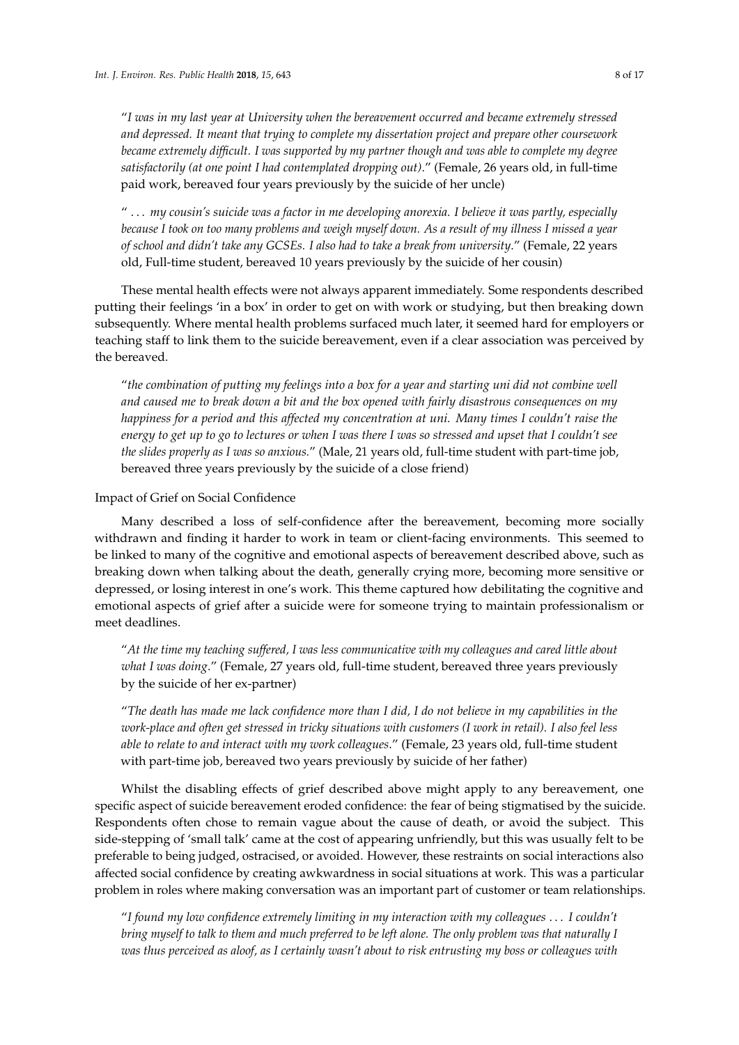"*I was in my last year at University when the bereavement occurred and became extremely stressed and depressed. It meant that trying to complete my dissertation project and prepare other coursework became extremely difficult. I was supported by my partner though and was able to complete my degree satisfactorily (at one point I had contemplated dropping out)*." (Female, 26 years old, in full-time paid work, bereaved four years previously by the suicide of her uncle)

" . . . *my cousin's suicide was a factor in me developing anorexia. I believe it was partly, especially because I took on too many problems and weigh myself down. As a result of my illness I missed a year of school and didn't take any GCSEs. I also had to take a break from university*." (Female, 22 years old, Full-time student, bereaved 10 years previously by the suicide of her cousin)

These mental health effects were not always apparent immediately. Some respondents described putting their feelings 'in a box' in order to get on with work or studying, but then breaking down subsequently. Where mental health problems surfaced much later, it seemed hard for employers or teaching staff to link them to the suicide bereavement, even if a clear association was perceived by the bereaved.

"*the combination of putting my feelings into a box for a year and starting uni did not combine well and caused me to break down a bit and the box opened with fairly disastrous consequences on my happiness for a period and this affected my concentration at uni. Many times I couldn't raise the energy to get up to go to lectures or when I was there I was so stressed and upset that I couldn't see the slides properly as I was so anxious*." (Male, 21 years old, full-time student with part-time job, bereaved three years previously by the suicide of a close friend)

Impact of Grief on Social Confidence

Many described a loss of self-confidence after the bereavement, becoming more socially withdrawn and finding it harder to work in team or client-facing environments. This seemed to be linked to many of the cognitive and emotional aspects of bereavement described above, such as breaking down when talking about the death, generally crying more, becoming more sensitive or depressed, or losing interest in one's work. This theme captured how debilitating the cognitive and emotional aspects of grief after a suicide were for someone trying to maintain professionalism or meet deadlines.

"*At the time my teaching suffered, I was less communicative with my colleagues and cared little about what I was doing*." (Female, 27 years old, full-time student, bereaved three years previously by the suicide of her ex-partner)

"*The death has made me lack confidence more than I did, I do not believe in my capabilities in the work-place and often get stressed in tricky situations with customers (I work in retail). I also feel less able to relate to and interact with my work colleagues*." (Female, 23 years old, full-time student with part-time job, bereaved two years previously by suicide of her father)

Whilst the disabling effects of grief described above might apply to any bereavement, one specific aspect of suicide bereavement eroded confidence: the fear of being stigmatised by the suicide. Respondents often chose to remain vague about the cause of death, or avoid the subject. This side-stepping of 'small talk' came at the cost of appearing unfriendly, but this was usually felt to be preferable to being judged, ostracised, or avoided. However, these restraints on social interactions also affected social confidence by creating awkwardness in social situations at work. This was a particular problem in roles where making conversation was an important part of customer or team relationships.

"*I found my low confidence extremely limiting in my interaction with my colleagues . . . I couldn't bring myself to talk to them and much preferred to be left alone. The only problem was that naturally I was thus perceived as aloof, as I certainly wasn't about to risk entrusting my boss or colleagues with*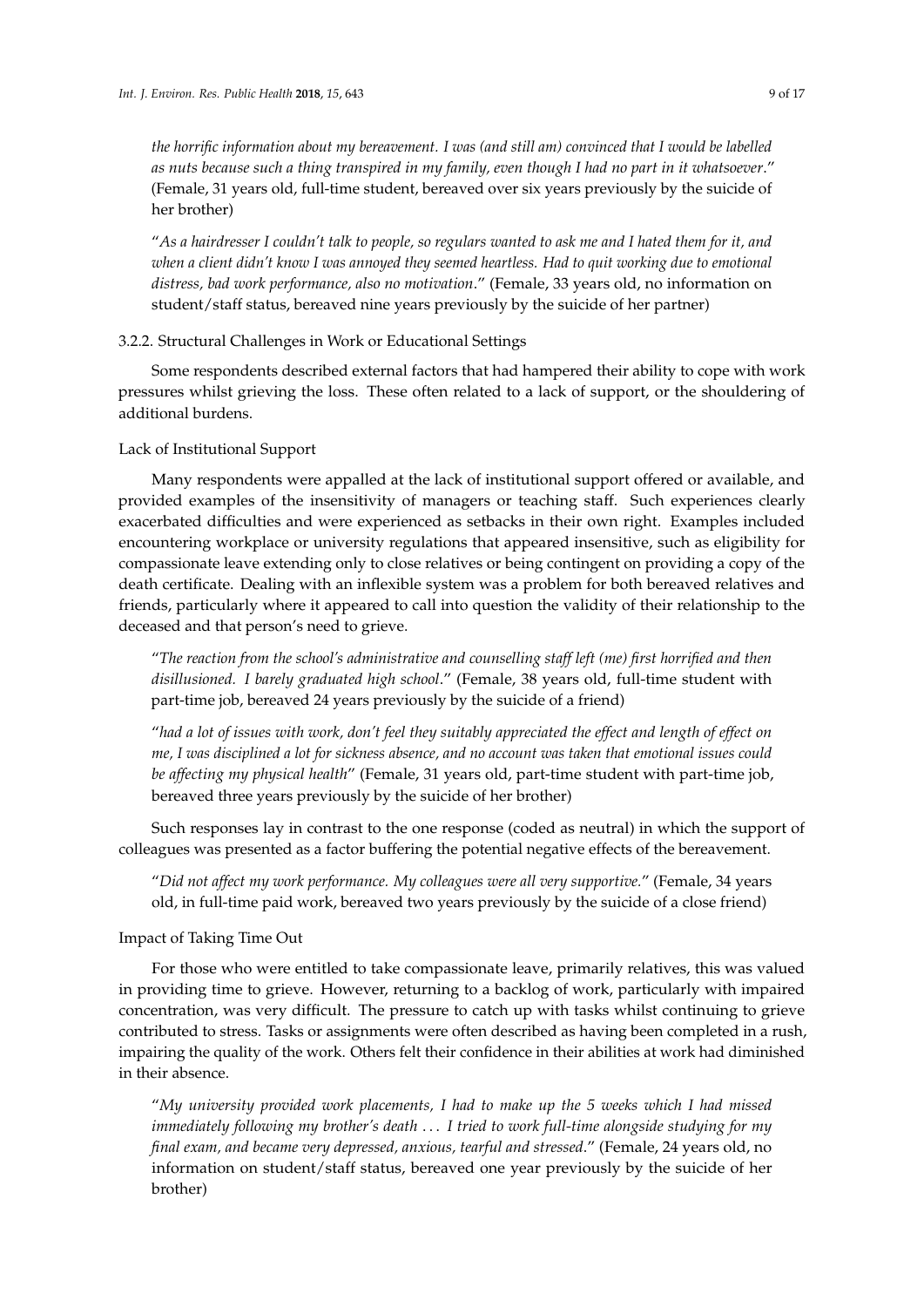*the horrific information about my bereavement. I was (and still am) convinced that I would be labelled as nuts because such a thing transpired in my family, even though I had no part in it whatsoever*." (Female, 31 years old, full-time student, bereaved over six years previously by the suicide of her brother)

"*As a hairdresser I couldn't talk to people, so regulars wanted to ask me and I hated them for it, and when a client didn't know I was annoyed they seemed heartless. Had to quit working due to emotional distress, bad work performance, also no motivation*." (Female, 33 years old, no information on student/staff status, bereaved nine years previously by the suicide of her partner)

### 3.2.2. Structural Challenges in Work or Educational Settings

Some respondents described external factors that had hampered their ability to cope with work pressures whilst grieving the loss. These often related to a lack of support, or the shouldering of additional burdens.

#### Lack of Institutional Support

Many respondents were appalled at the lack of institutional support offered or available, and provided examples of the insensitivity of managers or teaching staff. Such experiences clearly exacerbated difficulties and were experienced as setbacks in their own right. Examples included encountering workplace or university regulations that appeared insensitive, such as eligibility for compassionate leave extending only to close relatives or being contingent on providing a copy of the death certificate. Dealing with an inflexible system was a problem for both bereaved relatives and friends, particularly where it appeared to call into question the validity of their relationship to the deceased and that person's need to grieve.

"*The reaction from the school's administrative and counselling staff left (me) first horrified and then disillusioned. I barely graduated high school*." (Female, 38 years old, full-time student with part-time job, bereaved 24 years previously by the suicide of a friend)

"*had a lot of issues with work, don't feel they suitably appreciated the effect and length of effect on me, I was disciplined a lot for sickness absence, and no account was taken that emotional issues could be affecting my physical health*" (Female, 31 years old, part-time student with part-time job, bereaved three years previously by the suicide of her brother)

Such responses lay in contrast to the one response (coded as neutral) in which the support of colleagues was presented as a factor buffering the potential negative effects of the bereavement.

"*Did not affect my work performance. My colleagues were all very supportive.*" (Female, 34 years old, in full-time paid work, bereaved two years previously by the suicide of a close friend)

#### Impact of Taking Time Out

For those who were entitled to take compassionate leave, primarily relatives, this was valued in providing time to grieve. However, returning to a backlog of work, particularly with impaired concentration, was very difficult. The pressure to catch up with tasks whilst continuing to grieve contributed to stress. Tasks or assignments were often described as having been completed in a rush, impairing the quality of the work. Others felt their confidence in their abilities at work had diminished in their absence.

"*My university provided work placements, I had to make up the 5 weeks which I had missed immediately following my brother's death … I tried to work full-time alongside studying for my final exam, and became very depressed, anxious, tearful and stressed*." (Female, 24 years old, no information on student/staff status, bereaved one year previously by the suicide of her brother)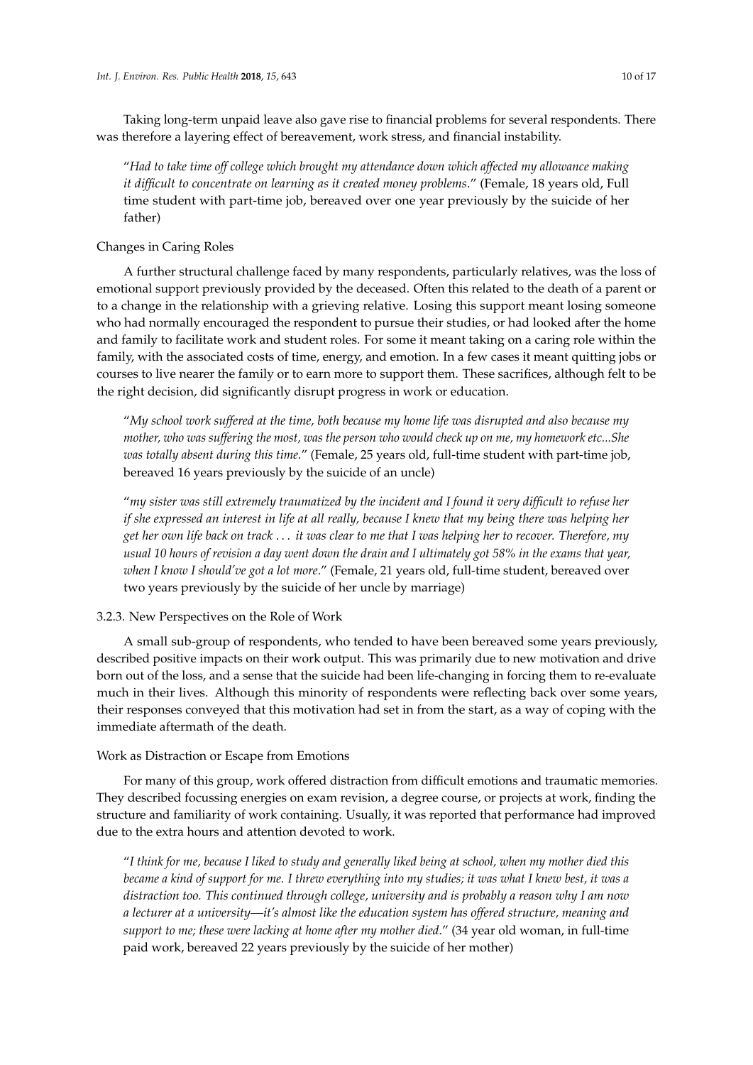Taking long-term unpaid leave also gave rise to financial problems for several respondents. There was therefore a layering effect of bereavement, work stress, and financial instability.

> "*Had to take time off college which brought my attendance down which affected my allowance making it difficult to concentrate on learning as it created money problems*." (Female, 18 years old, Full time student with part-time job, bereaved over one year previously by the suicide of her father)

#### Changes in Caring Roles

A further structural challenge faced by many respondents, particularly relatives, was the loss of emotional support previously provided by the deceased. Often this related to the death of a parent or to a change in the relationship with a grieving relative. Losing this support meant losing someone who had normally encouraged the respondent to pursue their studies, or had looked after the home and family to facilitate work and student roles. For some it meant taking on a caring role within the family, with the associated costs of time, energy, and emotion. In a few cases it meant quitting jobs or courses to live nearer the family or to earn more to support them. These sacrifices, although felt to be the right decision, did significantly disrupt progress in work or education.

> "*My school work suffered at the time, both because my home life was disrupted and also because my mother, who was suffering the most, was the person who would check up on me, my homework etc...She was totally absent during this time*." (Female, 25 years old, full-time student with part-time job, bereaved 16 years previously by the suicide of an uncle)

> "*my sister was still extremely traumatized by the incident and I found it very difficult to refuse her if she expressed an interest in life at all really, because I knew that my being there was helping her get her own life back on track ... it was clear to me that I was helping her to recover. Therefore, my usual 10 hours of revision a day went down the drain and I ultimately got 58% in the exams that year, when I know I should've got a lot more*." (Female, 21 years old, full-time student, bereaved over two years previously by the suicide of her uncle by marriage)

### 3.2.3. New Perspectives on the Role of Work

A small sub-group of respondents, who tended to have been bereaved some years previously, described positive impacts on their work output. This was primarily due to new motivation and drive born out of the loss, and a sense that the suicide had been life-changing in forcing them to re-evaluate much in their lives. Although this minority of respondents were reflecting back over some years, their responses conveyed that this motivation had set in from the start, as a way of coping with the immediate aftermath of the death.

#### Work as Distraction or Escape from Emotions

For many of this group, work offered distraction from difficult emotions and traumatic memories. They described focussing energies on exam revision, a degree course, or projects at work, finding the structure and familiarity of work containing. Usually, it was reported that performance had improved due to the extra hours and attention devoted to work.

> "*I think for me, because I liked to study and generally liked being at school, when my mother died this became a kind of support for me. I threw everything into my studies; it was what I knew best, it was a distraction too. This continued through college, university and is probably a reason why I am now a lecturer at a university—it's almost like the education system has offered structure, meaning and support to me; these were lacking at home after my mother died*." (34 year old woman, in full-time paid work, bereaved 22 years previously by the suicide of her mother)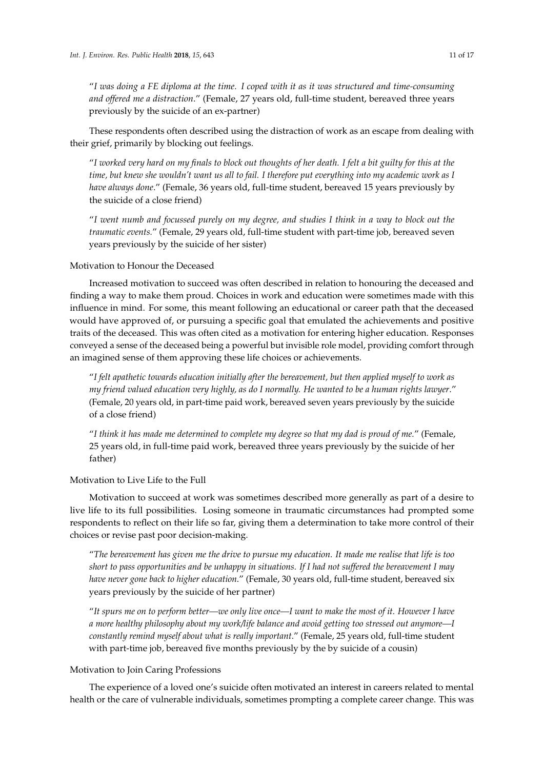"*I was doing a FE diploma at the time. I coped with it as it was structured and time-consuming and offered me a distraction.*" (Female, 27 years old, full-time student, bereaved three years previously by the suicide of an ex-partner)

These respondents often described using the distraction of work as an escape from dealing with their grief, primarily by blocking out feelings.

"*I worked very hard on my finals to block out thoughts of her death. I felt a bit guilty for this at the time, but knew she wouldn't want us all to fail. I therefore put everything into my academic work as I have always done.*" (Female, 36 years old, full-time student, bereaved 15 years previously by the suicide of a close friend)

"*I went numb and focussed purely on my degree, and studies I think in a way to block out the traumatic events.*" (Female, 29 years old, full-time student with part-time job, bereaved seven years previously by the suicide of her sister)

Motivation to Honour the Deceased

Increased motivation to succeed was often described in relation to honouring the deceased and finding a way to make them proud. Choices in work and education were sometimes made with this influence in mind. For some, this meant following an educational or career path that the deceased would have approved of, or pursuing a specific goal that emulated the achievements and positive traits of the deceased. This was often cited as a motivation for entering higher education. Responses conveyed a sense of the deceased being a powerful but invisible role model, providing comfort through an imagined sense of them approving these life choices or achievements.

"*I felt apathetic towards education initially after the bereavement, but then applied myself to work as my friend valued education very highly, as do I normally. He wanted to be a human rights lawyer.*" (Female, 20 years old, in part-time paid work, bereaved seven years previously by the suicide of a close friend)

"*I think it has made me determined to complete my degree so that my dad is proud of me.*" (Female, 25 years old, in full-time paid work, bereaved three years previously by the suicide of her father)

Motivation to Live Life to the Full

Motivation to succeed at work was sometimes described more generally as part of a desire to live life to its full possibilities. Losing someone in traumatic circumstances had prompted some respondents to reflect on their life so far, giving them a determination to take more control of their choices or revise past poor decision-making.

"*The bereavement has given me the drive to pursue my education. It made me realise that life is too short to pass opportunities and be unhappy in situations. If I had not suffered the bereavement I may have never gone back to higher education.*" (Female, 30 years old, full-time student, bereaved six years previously by the suicide of her partner)

"*It spurs me on to perform better—we only live once—I want to make the most of it. However I have a more healthy philosophy about my work/life balance and avoid getting too stressed out anymore—I constantly remind myself about what is really important.*" (Female, 25 years old, full-time student with part-time job, bereaved five months previously by the by suicide of a cousin)

Motivation to Join Caring Professions

The experience of a loved one's suicide often motivated an interest in careers related to mental health or the care of vulnerable individuals, sometimes prompting a complete career change. This was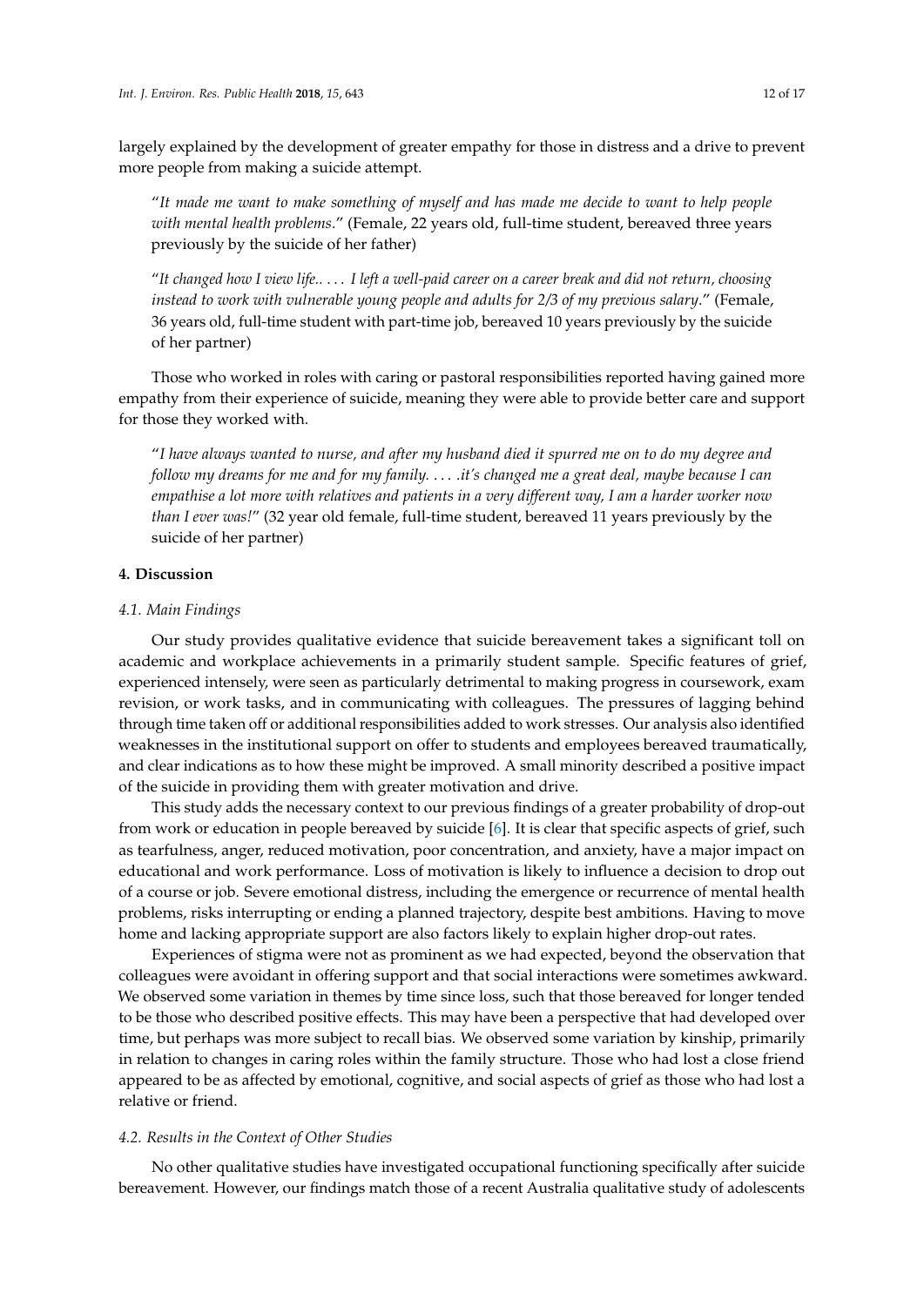largely explained by the development of greater empathy for those in distress and a drive to prevent more people from making a suicide attempt.

> "*It made me want to make something of myself and has made me decide to want to help people with mental health problems*." (Female, 22 years old, full-time student, bereaved three years previously by the suicide of her father)

> "*It changed how I view life.. . . . I left a well-paid career on a career break and did not return, choosing instead to work with vulnerable young people and adults for 2/3 of my previous salary*." (Female, 36 years old, full-time student with part-time job, bereaved 10 years previously by the suicide of her partner)

Those who worked in roles with caring or pastoral responsibilities reported having gained more empathy from their experience of suicide, meaning they were able to provide better care and support for those they worked with.

> "*I have always wanted to nurse, and after my husband died it spurred me on to do my degree and follow my dreams for me and for my family. . . . .it's changed me a great deal, maybe because I can empathise a lot more with relatives and patients in a very different way, I am a harder worker now than I ever was!*" (32 year old female, full-time student, bereaved 11 years previously by the suicide of her partner)

## 4. Discussion

### *4.1. Main Findings*

Our study provides qualitative evidence that suicide bereavement takes a significant toll on academic and workplace achievements in a primarily student sample. Specific features of grief, experienced intensely, were seen as particularly detrimental to making progress in coursework, exam revision, or work tasks, and in communicating with colleagues. The pressures of lagging behind through time taken off or additional responsibilities added to work stresses. Our analysis also identified weaknesses in the institutional support on offer to students and employees bereaved traumatically, and clear indications as to how these might be improved. A small minority described a positive impact of the suicide in providing them with greater motivation and drive.

This study adds the necessary context to our previous findings of a greater probability of drop-out from work or education in people bereaved by suicide [6]. It is clear that specific aspects of grief, such as tearfulness, anger, reduced motivation, poor concentration, and anxiety, have a major impact on educational and work performance. Loss of motivation is likely to influence a decision to drop out of a course or job. Severe emotional distress, including the emergence or recurrence of mental health problems, risks interrupting or ending a planned trajectory, despite best ambitions. Having to move home and lacking appropriate support are also factors likely to explain higher drop-out rates.

Experiences of stigma were not as prominent as we had expected, beyond the observation that colleagues were avoidant in offering support and that social interactions were sometimes awkward. We observed some variation in themes by time since loss, such that those bereaved for longer tended to be those who described positive effects. This may have been a perspective that had developed over time, but perhaps was more subject to recall bias. We observed some variation by kinship, primarily in relation to changes in caring roles within the family structure. Those who had lost a close friend appeared to be as affected by emotional, cognitive, and social aspects of grief as those who had lost a relative or friend.

### *4.2. Results in the Context of Other Studies*

No other qualitative studies have investigated occupational functioning specifically after suicide bereavement. However, our findings match those of a recent Australia qualitative study of adolescents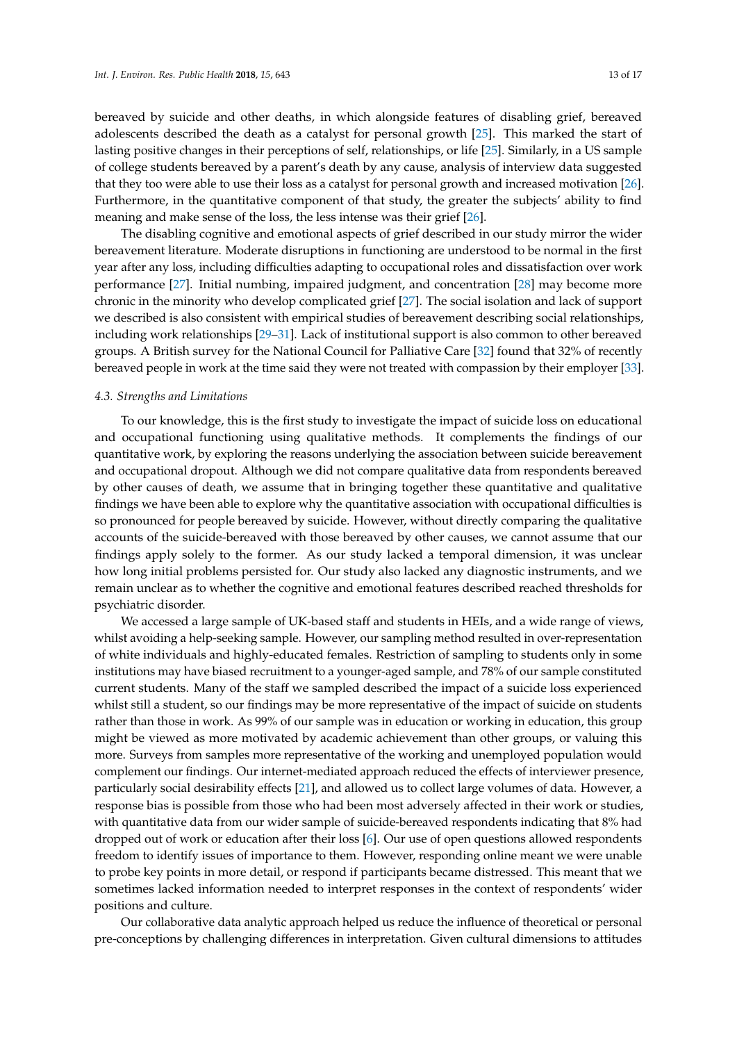bereaved by suicide and other deaths, in which alongside features of disabling grief, bereaved adolescents described the death as a catalyst for personal growth [25]. This marked the start of lasting positive changes in their perceptions of self, relationships, or life [25]. Similarly, in a US sample of college students bereaved by a parent's death by any cause, analysis of interview data suggested that they too were able to use their loss as a catalyst for personal growth and increased motivation [26]. Furthermore, in the quantitative component of that study, the greater the subjects' ability to find meaning and make sense of the loss, the less intense was their grief [26].

The disabling cognitive and emotional aspects of grief described in our study mirror the wider bereavement literature. Moderate disruptions in functioning are understood to be normal in the first year after any loss, including difficulties adapting to occupational roles and dissatisfaction over work performance [27]. Initial numbing, impaired judgment, and concentration [28] may become more chronic in the minority who develop complicated grief [27]. The social isolation and lack of support we described is also consistent with empirical studies of bereavement describing social relationships, including work relationships [29–31]. Lack of institutional support is also common to other bereaved groups. A British survey for the National Council for Palliative Care [32] found that 32% of recently bereaved people in work at the time said they were not treated with compassion by their employer [33].

### 4.3. Strengths and Limitations

To our knowledge, this is the first study to investigate the impact of suicide loss on educational and occupational functioning using qualitative methods. It complements the findings of our quantitative work, by exploring the reasons underlying the association between suicide bereavement and occupational dropout. Although we did not compare qualitative data from respondents bereaved by other causes of death, we assume that in bringing together these quantitative and qualitative findings we have been able to explore why the quantitative association with occupational difficulties is so pronounced for people bereaved by suicide. However, without directly comparing the qualitative accounts of the suicide-bereaved with those bereaved by other causes, we cannot assume that our findings apply solely to the former. As our study lacked a temporal dimension, it was unclear how long initial problems persisted for. Our study also lacked any diagnostic instruments, and we remain unclear as to whether the cognitive and emotional features described reached thresholds for psychiatric disorder.

We accessed a large sample of UK-based staff and students in HEIs, and a wide range of views, whilst avoiding a help-seeking sample. However, our sampling method resulted in over-representation of white individuals and highly-educated females. Restriction of sampling to students only in some institutions may have biased recruitment to a younger-aged sample, and 78% of our sample constituted current students. Many of the staff we sampled described the impact of a suicide loss experienced whilst still a student, so our findings may be more representative of the impact of suicide on students rather than those in work. As 99% of our sample was in education or working in education, this group might be viewed as more motivated by academic achievement than other groups, or valuing this more. Surveys from samples more representative of the working and unemployed population would complement our findings. Our internet-mediated approach reduced the effects of interviewer presence, particularly social desirability effects [21], and allowed us to collect large volumes of data. However, a response bias is possible from those who had been most adversely affected in their work or studies, with quantitative data from our wider sample of suicide-bereaved respondents indicating that 8% had dropped out of work or education after their loss [6]. Our use of open questions allowed respondents freedom to identify issues of importance to them. However, responding online meant we were unable to probe key points in more detail, or respond if participants became distressed. This meant that we sometimes lacked information needed to interpret responses in the context of respondents' wider positions and culture.

Our collaborative data analytic approach helped us reduce the influence of theoretical or personal pre-conceptions by challenging differences in interpretation. Given cultural dimensions to attitudes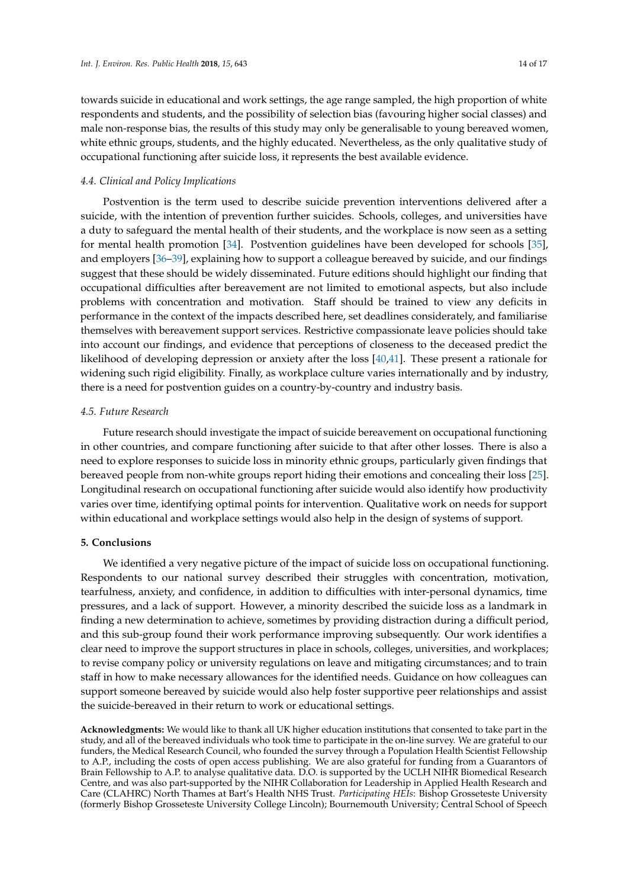towards suicide in educational and work settings, the age range sampled, the high proportion of white respondents and students, and the possibility of selection bias (favouring higher social classes) and male non-response bias, the results of this study may only be generalisable to young bereaved women, white ethnic groups, students, and the highly educated. Nevertheless, as the only qualitative study of occupational functioning after suicide loss, it represents the best available evidence.

### *4.4. Clinical and Policy Implications*

Postvention is the term used to describe suicide prevention interventions delivered after a suicide, with the intention of prevention further suicides. Schools, colleges, and universities have a duty to safeguard the mental health of their students, and the workplace is now seen as a setting for mental health promotion [34]. Postvention guidelines have been developed for schools [35], and employers [36–39], explaining how to support a colleague bereaved by suicide, and our findings suggest that these should be widely disseminated. Future editions should highlight our finding that occupational difficulties after bereavement are not limited to emotional aspects, but also include problems with concentration and motivation. Staff should be trained to view any deficits in performance in the context of the impacts described here, set deadlines considerately, and familiarise themselves with bereavement support services. Restrictive compassionate leave policies should take into account our findings, and evidence that perceptions of closeness to the deceased predict the likelihood of developing depression or anxiety after the loss [40,41]. These present a rationale for widening such rigid eligibility. Finally, as workplace culture varies internationally and by industry, there is a need for postvention guides on a country-by-country and industry basis.

### *4.5. Future Research*

Future research should investigate the impact of suicide bereavement on occupational functioning in other countries, and compare functioning after suicide to that after other losses. There is also a need to explore responses to suicide loss in minority ethnic groups, particularly given findings that bereaved people from non-white groups report hiding their emotions and concealing their loss [25]. Longitudinal research on occupational functioning after suicide would also identify how productivity varies over time, identifying optimal points for intervention. Qualitative work on needs for support within educational and workplace settings would also help in the design of systems of support.

## **5. Conclusions**

We identified a very negative picture of the impact of suicide loss on occupational functioning. Respondents to our national survey described their struggles with concentration, motivation, tearfulness, anxiety, and confidence, in addition to difficulties with inter-personal dynamics, time pressures, and a lack of support. However, a minority described the suicide loss as a landmark in finding a new determination to achieve, sometimes by providing distraction during a difficult period, and this sub-group found their work performance improving subsequently. Our work identifies a clear need to improve the support structures in place in schools, colleges, universities, and workplaces; to revise company policy or university regulations on leave and mitigating circumstances; and to train staff in how to make necessary allowances for the identified needs. Guidance on how colleagues can support someone bereaved by suicide would also help foster supportive peer relationships and assist the suicide-bereaved in their return to work or educational settings.

**Acknowledgments:** We would like to thank all UK higher education institutions that consented to take part in the study, and all of the bereaved individuals who took time to participate in the on-line survey. We are grateful to our funders, the Medical Research Council, who founded the survey through a Population Health Scientist Fellowship to A.P., including the costs of open access publishing. We are also grateful for funding from a Guarantors of Brain Fellowship to A.P. to analyse qualitative data. D.O. is supported by the UCLH NIHR Biomedical Research Centre, and was also part-supported by the NIHR Collaboration for Leadership in Applied Health Research and Care (CLAHRC) North Thames at Bart's Health NHS Trust. *Participating HEIs*: Bishop Grosseteste University (formerly Bishop Grosseteste University College Lincoln); Bournemouth University; Central School of Speech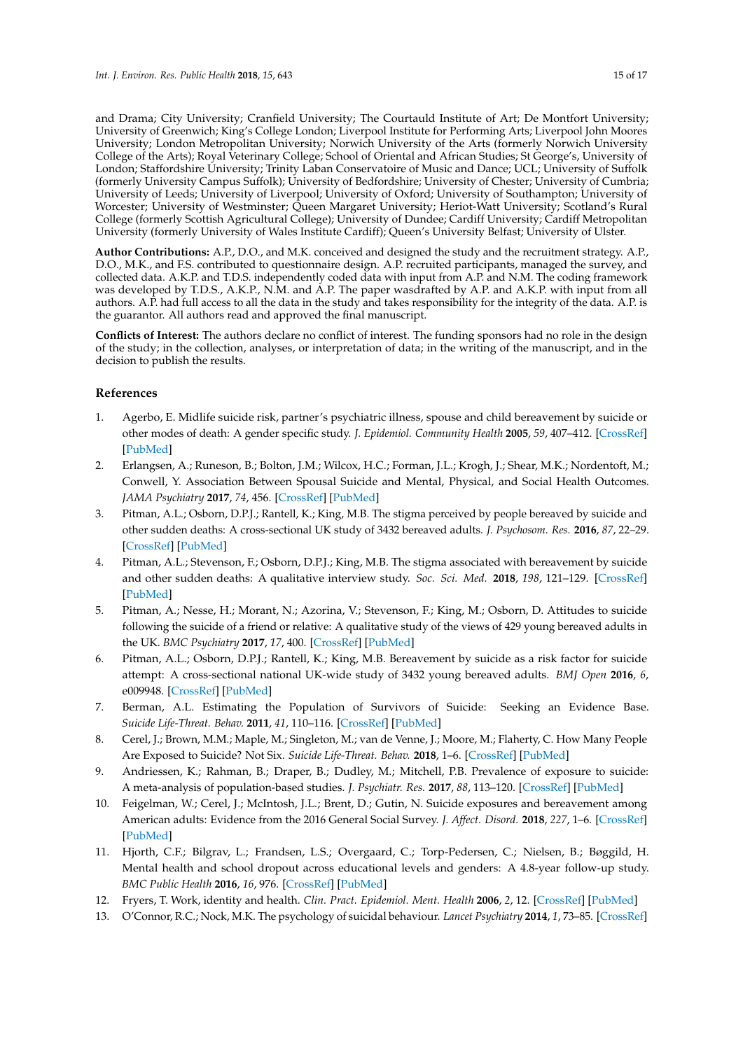and Drama; City University; Cranfield University; The Courtauld Institute of Art; De Montfort University; University of Greenwich; King's College London; Liverpool Institute for Performing Arts; Liverpool John Moores University; London Metropolitan University; Norwich University of the Arts (formerly Norwich University College of the Arts); Royal Veterinary College; School of Oriental and African Studies; St George's, University of London; Staffordshire University; Trinity Laban Conservatoire of Music and Dance; UCL; University of Suffolk (formerly University Campus Suffolk); University of Bedfordshire; University of Chester; University of Cumbria; University of Leeds; University of Liverpool; University of Oxford; University of Southampton; University of Worcester; University of Westminster; Queen Margaret University; Heriot-Watt University; Scotland's Rural College (formerly Scottish Agricultural College); University of Dundee; Cardiff University; Cardiff Metropolitan University (formerly University of Wales Institute Cardiff); Queen's University Belfast; University of Ulster.

**Author Contributions:** A.P., D.O., and M.K. conceived and designed the study and the recruitment strategy. A.P., D.O., M.K., and F.S. contributed to questionnaire design. A.P. recruited participants, managed the survey, and collected data. A.K.P. and T.D.S. independently coded data with input from A.P. and N.M. The coding framework was developed by T.D.S., A.K.P., N.M. and A.P. The paper wasdrafted by A.P. and A.K.P. with input from all authors. A.P. had full access to all the data in the study and takes responsibility for the integrity of the data. A.P. is the guarantor. All authors read and approved the final manuscript.

**Conflicts of Interest:** The authors declare no conflict of interest. The funding sponsors had no role in the design of the study; in the collection, analyses, or interpretation of data; in the writing of the manuscript, and in the decision to publish the results.

## References

1. Agerbo, E. Midlife suicide risk, partner's psychiatric illness, spouse and child bereavement by suicide or other modes of death: A gender specific study. *J. Epidemiol. Community Health* **2005**, *59*, 407–412. [CrossRef] [PubMed]
2. Erlangsen, A.; Runeson, B.; Bolton, J.M.; Wilcox, H.C.; Forman, J.L.; Krogh, J.; Shear, M.K.; Nordentoft, M.; Conwell, Y. Association Between Spousal Suicide and Mental, Physical, and Social Health Outcomes. *JAMA Psychiatry* **2017**, *74*, 456. [CrossRef] [PubMed]
3. Pitman, A.L.; Osborn, D.P.J.; Rantell, K.; King, M.B. The stigma perceived by people bereaved by suicide and other sudden deaths: A cross-sectional UK study of 3432 bereaved adults. *J. Psychosom. Res.* **2016**, *87*, 22–29. [CrossRef] [PubMed]
4. Pitman, A.L.; Stevenson, F.; Osborn, D.P.J.; King, M.B. The stigma associated with bereavement by suicide and other sudden deaths: A qualitative interview study. *Soc. Sci. Med.* **2018**, *198*, 121–129. [CrossRef] [PubMed]
5. Pitman, A.; Nesse, H.; Morant, N.; Azorina, V.; Stevenson, F.; King, M.; Osborn, D. Attitudes to suicide following the suicide of a friend or relative: A qualitative study of the views of 429 young bereaved adults in the UK. *BMC Psychiatry* **2017**, *17*, 400. [CrossRef] [PubMed]
6. Pitman, A.L.; Osborn, D.P.J.; Rantell, K.; King, M.B. Bereavement by suicide as a risk factor for suicide attempt: A cross-sectional national UK-wide study of 3432 young bereaved adults. *BMJ Open* **2016**, *6*, e009948. [CrossRef] [PubMed]
7. Berman, A.L. Estimating the Population of Survivors of Suicide: Seeking an Evidence Base. *Suicide Life-Threat. Behav.* **2011**, *41*, 110–116. [CrossRef] [PubMed]
8. Cerel, J.; Brown, M.M.; Maple, M.; Singleton, M.; van de Venne, J.; Moore, M.; Flaherty, C. How Many People Are Exposed to Suicide? Not Six. *Suicide Life-Threat. Behav.* **2018**, 1–6. [CrossRef] [PubMed]
9. Andriessen, K.; Rahman, B.; Draper, B.; Dudley, M.; Mitchell, P.B. Prevalence of exposure to suicide: A meta-analysis of population-based studies. *J. Psychiatr. Res.* **2017**, *88*, 113–120. [CrossRef] [PubMed]
10. Feigelman, W.; Cerel, J.; McIntosh, J.L.; Brent, D.; Gutin, N. Suicide exposures and bereavement among American adults: Evidence from the 2016 General Social Survey. *J. Affect. Disord.* **2018**, *227*, 1–6. [CrossRef] [PubMed]
11. Hjorth, C.F.; Bilgrav, L.; Frandsen, L.S.; Overgaard, C.; Torp-Pedersen, C.; Nielsen, B.; Bøggild, H. Mental health and school dropout across educational levels and genders: A 4.8-year follow-up study. *BMC Public Health* **2016**, *16*, 976. [CrossRef] [PubMed]
12. Fryers, T. Work, identity and health. *Clin. Pract. Epidemiol. Ment. Health* **2006**, *2*, 12. [CrossRef] [PubMed]
13. O'Connor, R.C.; Nock, M.K. The psychology of suicidal behaviour. *Lancet Psychiatry* **2014**, *1*, 73–85. [CrossRef]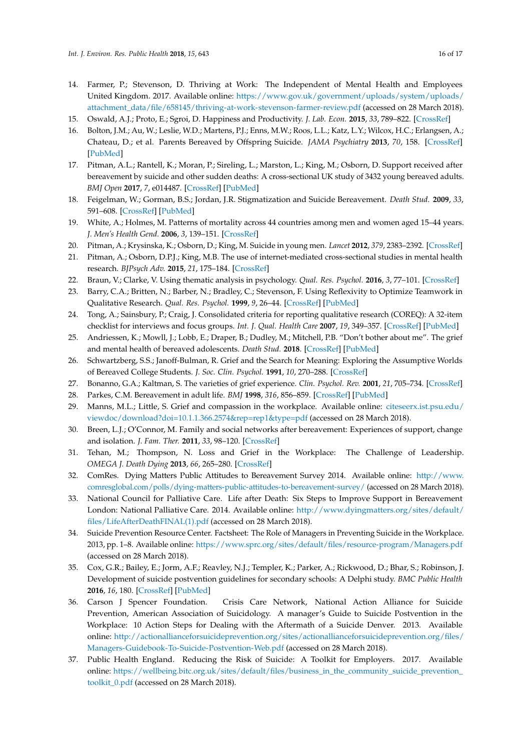14. Farmer, P.; Stevenson, D. Thriving at Work: The Independent of Mental Health and Employees United Kingdom. 2017. Available online: https://www.gov.uk/government/uploads/system/uploads/attachment_data/file/658145/thriving-at-work-stevenson-farmer-review.pdf (accessed on 28 March 2018).
15. Oswald, A.J.; Proto, E.; Sgroi, D. Happiness and Productivity. *J. Lab. Econ.* **2015**, *33*, 789–822. [CrossRef]
16. Bolton, J.M.; Au, W.; Leslie, W.D.; Martens, P.J.; Enns, M.W.; Roos, L.L.; Katz, L.Y.; Wilcox, H.C.; Erlangsen, A.; Chateau, D.; et al. Parents Bereaved by Offspring Suicide. *JAMA Psychiatry* **2013**, *70*, 158. [CrossRef] [PubMed]
17. Pitman, A.L.; Rantell, K.; Moran, P.; Sireling, L.; Marston, L.; King, M.; Osborn, D. Support received after bereavement by suicide and other sudden deaths: A cross-sectional UK study of 3432 young bereaved adults. *BMJ Open* **2017**, *7*, e014487. [CrossRef] [PubMed]
18. Feigelman, W.; Gorman, B.S.; Jordan, J.R. Stigmatization and Suicide Bereavement. *Death Stud.* **2009**, *33*, 591–608. [CrossRef] [PubMed]
19. White, A.; Holmes, M. Patterns of mortality across 44 countries among men and women aged 15–44 years. *J. Men's Health Gend.* **2006**, *3*, 139–151. [CrossRef]
20. Pitman, A.; Krysinska, K.; Osborn, D.; King, M. Suicide in young men. *Lancet* **2012**, *379*, 2383–2392. [CrossRef]
21. Pitman, A.; Osborn, D.P.J.; King, M.B. The use of internet-mediated cross-sectional studies in mental health research. *BJPsych Adv.* **2015**, *21*, 175–184. [CrossRef]
22. Braun, V.; Clarke, V. Using thematic analysis in psychology. *Qual. Res. Psychol.* **2016**, *3*, 77–101. [CrossRef]
23. Barry, C.A.; Britten, N.; Barber, N.; Bradley, C.; Stevenson, F. Using Reflexivity to Optimize Teamwork in Qualitative Research. *Qual. Res. Psychol.* **1999**, *9*, 26–44. [CrossRef] [PubMed]
24. Tong, A.; Sainsbury, P.; Craig, J. Consolidated criteria for reporting qualitative research (COREQ): A 32-item checklist for interviews and focus groups. *Int. J. Qual. Health Care* **2007**, *19*, 349–357. [CrossRef] [PubMed]
25. Andriessen, K.; Mowll, J.; Lobb, E.; Draper, B.; Dudley, M.; Mitchell, P.B. "Don't bother about me". The grief and mental health of bereaved adolescents. *Death Stud.* **2018**. [CrossRef] [PubMed]
26. Schwartzberg, S.S.; Janoff-Bulman, R. Grief and the Search for Meaning: Exploring the Assumptive Worlds of Bereaved College Students. *J. Soc. Clin. Psychol.* **1991**, *10*, 270–288. [CrossRef]
27. Bonanno, G.A.; Kaltman, S. The varieties of grief experience. *Clin. Psychol. Rev.* **2001**, *21*, 705–734. [CrossRef]
28. Parkes, C.M. Bereavement in adult life. *BMJ* **1998**, *316*, 856–859. [CrossRef] [PubMed]
29. Manns, M.L.; Little, S. Grief and compassion in the workplace. Available online: citeseerx.ist.psu.edu/viewdoc/download?doi=10.1.1.366.2574&rep=rep1&type=pdf (accessed on 28 March 2018).
30. Breen, L.J.; O'Connor, M. Family and social networks after bereavement: Experiences of support, change and isolation. *J. Fam. Ther.* **2011**, *33*, 98–120. [CrossRef]
31. Tehan, M.; Thompson, N. Loss and Grief in the Workplace: The Challenge of Leadership. *OMEGA J. Death Dying* **2013**, *66*, 265–280. [CrossRef]
32. ComRes. Dying Matters Public Attitudes to Bereavement Survey 2014. Available online: http://www.comresglobal.com/polls/dying-matters-public-attitudes-to-bereavement-survey/ (accessed on 28 March 2018).
33. National Council for Palliative Care. Life after Death: Six Steps to Improve Support in Bereavement London: National Palliative Care. 2014. Available online: http://www.dyingmatters.org/sites/default/files/LifeAfterDeathFINAL(1).pdf (accessed on 28 March 2018).
34. Suicide Prevention Resource Center. Factsheet: The Role of Managers in Preventing Suicide in the Workplace. 2013, pp. 1–8. Available online: https://www.sprc.org/sites/default/files/resource-program/Managers.pdf (accessed on 28 March 2018).
35. Cox, G.R.; Bailey, E.; Jorm, A.F.; Reavley, N.J.; Templer, K.; Parker, A.; Rickwood, D.; Bhar, S.; Robinson, J. Development of suicide postvention guidelines for secondary schools: A Delphi study. *BMC Public Health* **2016**, *16*, 180. [CrossRef] [PubMed]
36. Carson J Spencer Foundation. Crisis Care Network, National Action Alliance for Suicide Prevention, American Association of Suicidology. A manager's Guide to Suicide Postvention in the Workplace: 10 Action Steps for Dealing with the Aftermath of a Suicide Denver. 2013. Available online: http://actionallianceforsuicideprevention.org/sites/actionallianceforsuicideprevention.org/files/Managers-Guidebook-To-Suicide-Postvention-Web.pdf (accessed on 28 March 2018).
37. Public Health England. Reducing the Risk of Suicide: A Toolkit for Employers. 2017. Available online: https://wellbeing.bitc.org.uk/sites/default/files/business_in_the_community_suicide_prevention_toolkit_0.pdf (accessed on 28 March 2018).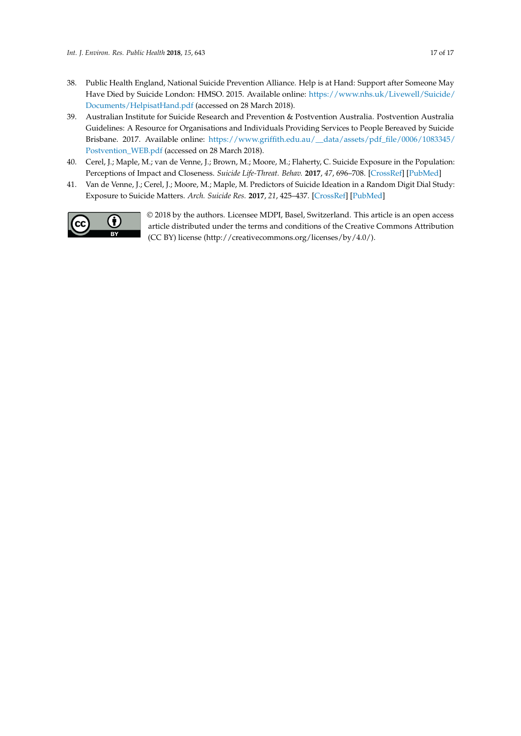38. Public Health England, National Suicide Prevention Alliance. Help is at Hand: Support after Someone May Have Died by Suicide London: HMSO. 2015. Available online: https://www.nhs.uk/Livewell/Suicide/Documents/HelpisatHand.pdf (accessed on 28 March 2018).
39. Australian Institute for Suicide Research and Prevention & Postvention Australia. Postvention Australia Guidelines: A Resource for Organisations and Individuals Providing Services to People Bereaved by Suicide Brisbane. 2017. Available online: https://www.griffith.edu.au/__data/assets/pdf_file/0006/1083345/Postvention_WEB.pdf (accessed on 28 March 2018).
40. Cerel, J.; Maple, M.; van de Venne, J.; Brown, M.; Moore, M.; Flaherty, C. Suicide Exposure in the Population: Perceptions of Impact and Closeness. *Suicide Life-Threat. Behav.* **2017**, *47*, 696–708. [CrossRef] [PubMed]
41. Van de Venne, J.; Cerel, J.; Moore, M.; Maple, M. Predictors of Suicide Ideation in a Random Digit Dial Study: Exposure to Suicide Matters. *Arch. Suicide Res.* **2017**, *21*, 425–437. [CrossRef] [PubMed]

© 2018 by the authors. Licensee MDPI, Basel, Switzerland. This article is an open access article distributed under the terms and conditions of the Creative Commons Attribution (CC BY) license (http://creativecommons.org/licenses/by/4.0/).